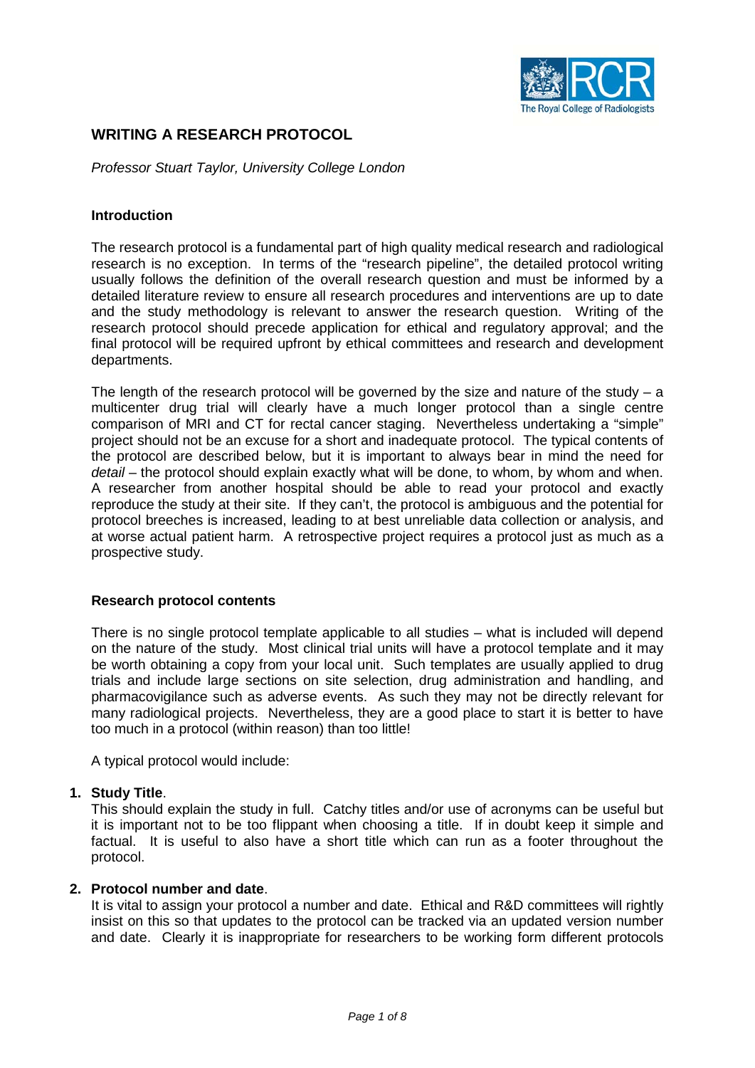# WRITING A RESEARCH PROTOCOL

*Professor Stuart Taylor, University College London*

## Introduction

The research protocol is a fundamental part of high quality medical research and radiological research is no exception. In terms of the "research pipeline", the detailed protocol writing usually follows the definition of the overall research question and must be informed by a detailed literature review to ensure all research procedures and interventions are up to date and the study methodology is relevant to answer the research question. Writing of the research protocol should precede application for ethical and regulatory approval; and the final protocol will be required upfront by ethical committees and research and development departments.

The length of the research protocol will be governed by the size and nature of the study – a multicenter drug trial will clearly have a much longer protocol than a single centre comparison of MRI and CT for rectal cancer staging. Nevertheless undertaking a "simple" project should not be an excuse for a short and inadequate protocol. The typical contents of the protocol are described below, but it is important to always bear in mind the need for *detail* – the protocol should explain exactly what will be done, to whom, by whom and when. A researcher from another hospital should be able to read your protocol and exactly reproduce the study at their site. If they can't, the protocol is ambiguous and the potential for protocol breeches is increased, leading to at best unreliable data collection or analysis, and at worse actual patient harm. A retrospective project requires a protocol just as much as a prospective study.

## Research protocol contents

There is no single protocol template applicable to all studies – what is included will depend on the nature of the study. Most clinical trial units will have a protocol template and it may be worth obtaining a copy from your local unit. Such templates are usually applied to drug trials and include large sections on site selection, drug administration and handling, and pharmacovigilance such as adverse events. As such they may not be directly relevant for many radiological projects. Nevertheless, they are a good place to start it is better to have too much in a protocol (within reason) than too little!

A typical protocol would include:

1. **Study Title**.
   This should explain the study in full. Catchy titles and/or use of acronyms can be useful but it is important not to be too flippant when choosing a title. If in doubt keep it simple and factual. It is useful to also have a short title which can run as a footer throughout the protocol.

2. **Protocol number and date**.
   It is vital to assign your protocol a number and date. Ethical and R&D committees will rightly insist on this so that updates to the protocol can be tracked via an updated version number and date. Clearly it is inappropriate for researchers to be working form different protocols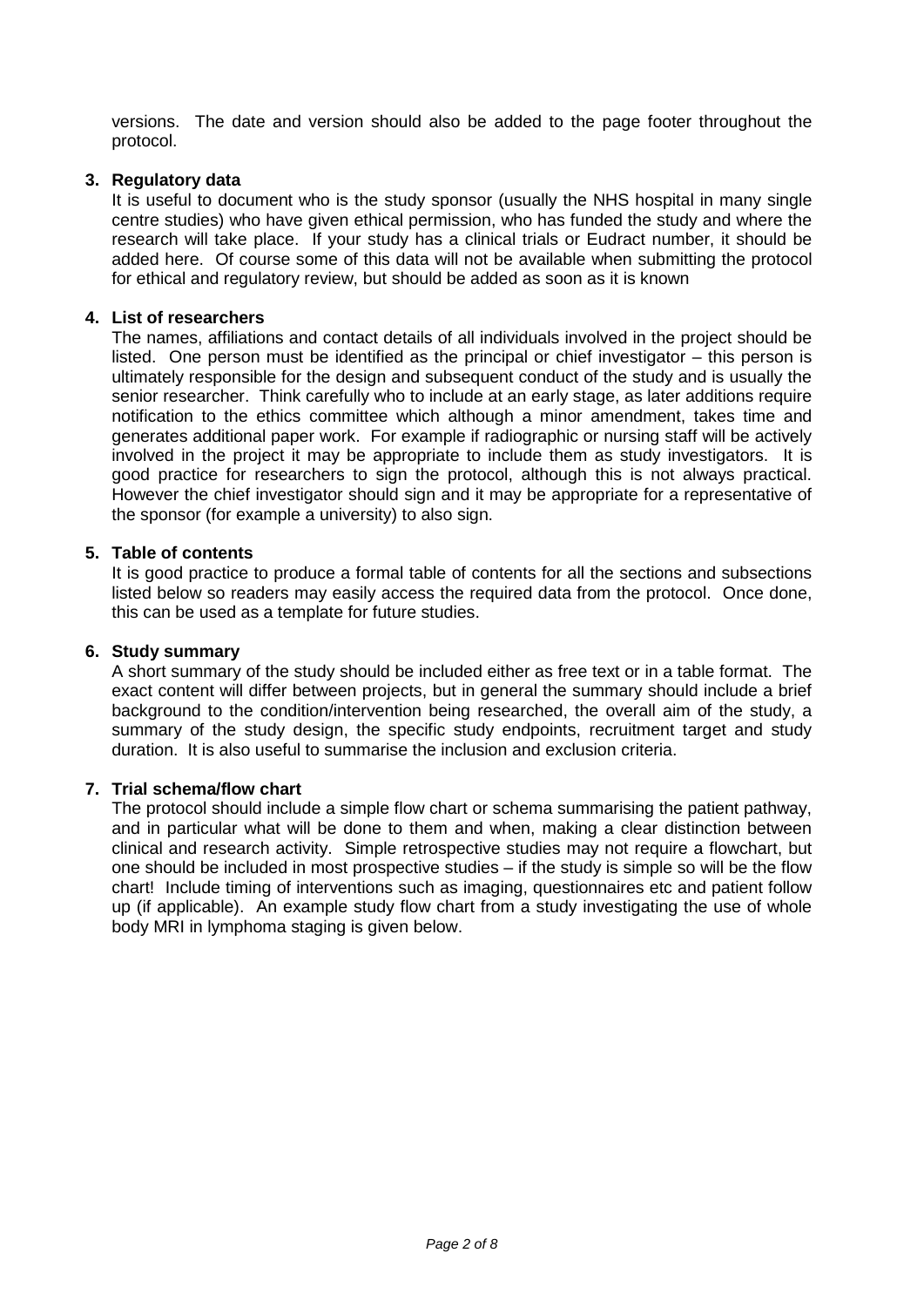versions. The date and version should also be added to the page footer throughout the protocol.

**3. Regulatory data**

It is useful to document who is the study sponsor (usually the NHS hospital in many single centre studies) who have given ethical permission, who has funded the study and where the research will take place. If your study has a clinical trials or Eudract number, it should be added here. Of course some of this data will not be available when submitting the protocol for ethical and regulatory review, but should be added as soon as it is known

**4. List of researchers**

The names, affiliations and contact details of all individuals involved in the project should be listed. One person must be identified as the principal or chief investigator – this person is ultimately responsible for the design and subsequent conduct of the study and is usually the senior researcher. Think carefully who to include at an early stage, as later additions require notification to the ethics committee which although a minor amendment, takes time and generates additional paper work. For example if radiographic or nursing staff will be actively involved in the project it may be appropriate to include them as study investigators. It is good practice for researchers to sign the protocol, although this is not always practical. However the chief investigator should sign and it may be appropriate for a representative of the sponsor (for example a university) to also sign.

**5. Table of contents**

It is good practice to produce a formal table of contents for all the sections and subsections listed below so readers may easily access the required data from the protocol. Once done, this can be used as a template for future studies.

**6. Study summary**

A short summary of the study should be included either as free text or in a table format. The exact content will differ between projects, but in general the summary should include a brief background to the condition/intervention being researched, the overall aim of the study, a summary of the study design, the specific study endpoints, recruitment target and study duration. It is also useful to summarise the inclusion and exclusion criteria.

**7. Trial schema/flow chart**

The protocol should include a simple flow chart or schema summarising the patient pathway, and in particular what will be done to them and when, making a clear distinction between clinical and research activity. Simple retrospective studies may not require a flowchart, but one should be included in most prospective studies – if the study is simple so will be the flow chart! Include timing of interventions such as imaging, questionnaires etc and patient follow up (if applicable). An example study flow chart from a study investigating the use of whole body MRI in lymphoma staging is given below.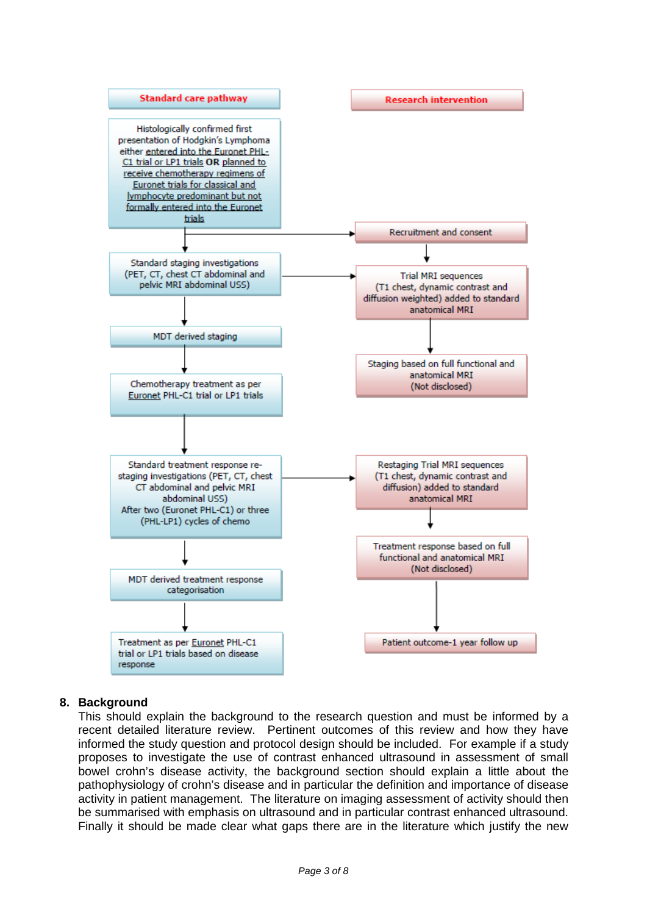| Standard care pathway | Research intervention |
|---|---|
| Histologically confirmed first presentation of Hodgkin's Lymphoma either entered into the Euronet PHL-C1 trial or LP1 trials **OR** planned to receive chemotherapy regimens of Euronet trials for classical and lymphocyte predominant but not formally entered into the Euronet trials | Recruitment and consent |
| Standard staging investigations (PET, CT, chest CT abdominal and pelvic MRI abdominal USS) | Trial MRI sequences (T1 chest, dynamic contrast and diffusion weighted) added to standard anatomical MRI |
| MDT derived staging | Staging based on full functional and anatomical MRI (Not disclosed) |
| Chemotherapy treatment as per Euronet PHL-C1 trial or LP1 trials | |
| Standard treatment response re-staging investigations (PET, CT, chest CT abdominal and pelvic MRI abdominal USS) After two (Euronet PHL-C1) or three (PHL-LP1) cycles of chemo | Restaging Trial MRI sequences (T1 chest, dynamic contrast and diffusion) added to standard anatomical MRI |
| MDT derived treatment response categorisation | Treatment response based on full functional and anatomical MRI (Not disclosed) |
| Treatment as per Euronet PHL-C1 trial or LP1 trials based on disease response | Patient outcome-1 year follow up |

## 8. Background

This should explain the background to the research question and must be informed by a recent detailed literature review. Pertinent outcomes of this review and how they have informed the study question and protocol design should be included. For example if a study proposes to investigate the use of contrast enhanced ultrasound in assessment of small bowel crohn's disease activity, the background section should explain a little about the pathophysiology of crohn's disease and in particular the definition and importance of disease activity in patient management. The literature on imaging assessment of activity should then be summarised with emphasis on ultrasound and in particular contrast enhanced ultrasound. Finally it should be made clear what gaps there are in the literature which justify the new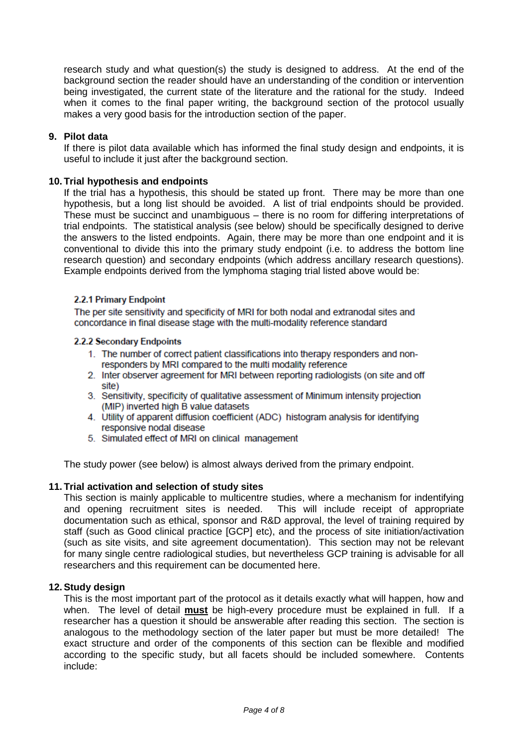research study and what question(s) the study is designed to address. At the end of the background section the reader should have an understanding of the condition or intervention being investigated, the current state of the literature and the rational for the study. Indeed when it comes to the final paper writing, the background section of the protocol usually makes a very good basis for the introduction section of the paper.

## 9. Pilot data

If there is pilot data available which has informed the final study design and endpoints, it is useful to include it just after the background section.

## 10. Trial hypothesis and endpoints

If the trial has a hypothesis, this should be stated up front. There may be more than one hypothesis, but a long list should be avoided. A list of trial endpoints should be provided. These must be succinct and unambiguous – there is no room for differing interpretations of trial endpoints. The statistical analysis (see below) should be specifically designed to derive the answers to the listed endpoints. Again, there may be more than one endpoint and it is conventional to divide this into the primary study endpoint (i.e. to address the bottom line research question) and secondary endpoints (which address ancillary research questions). Example endpoints derived from the lymphoma staging trial listed above would be:

**2.2.1 Primary Endpoint**

The per site sensitivity and specificity of MRI for both nodal and extranodal sites and concordance in final disease stage with the multi-modality reference standard

**2.2.2 Secondary Endpoints**

1. The number of correct patient classifications into therapy responders and non-responders by MRI compared to the multi modality reference
2. Inter observer agreement for MRI between reporting radiologists (on site and off site)
3. Sensitivity, specificity of qualitative assessment of Minimum intensity projection (MIP) inverted high B value datasets
4. Utility of apparent diffusion coefficient (ADC) histogram analysis for identifying responsive nodal disease
5. Simulated effect of MRI on clinical management

The study power (see below) is almost always derived from the primary endpoint.

## 11. Trial activation and selection of study sites

This section is mainly applicable to multicentre studies, where a mechanism for indentifying and opening recruitment sites is needed. This will include receipt of appropriate documentation such as ethical, sponsor and R&D approval, the level of training required by staff (such as Good clinical practice [GCP] etc), and the process of site initiation/activation (such as site visits, and site agreement documentation). This section may not be relevant for many single centre radiological studies, but nevertheless GCP training is advisable for all researchers and this requirement can be documented here.

## 12. Study design

This is the most important part of the protocol as it details exactly what will happen, how and when. The level of detail **<u>must</u>** be high-every procedure must be explained in full. If a researcher has a question it should be answerable after reading this section. The section is analogous to the methodology section of the later paper but must be more detailed! The exact structure and order of the components of this section can be flexible and modified according to the specific study, but all facets should be included somewhere. Contents include: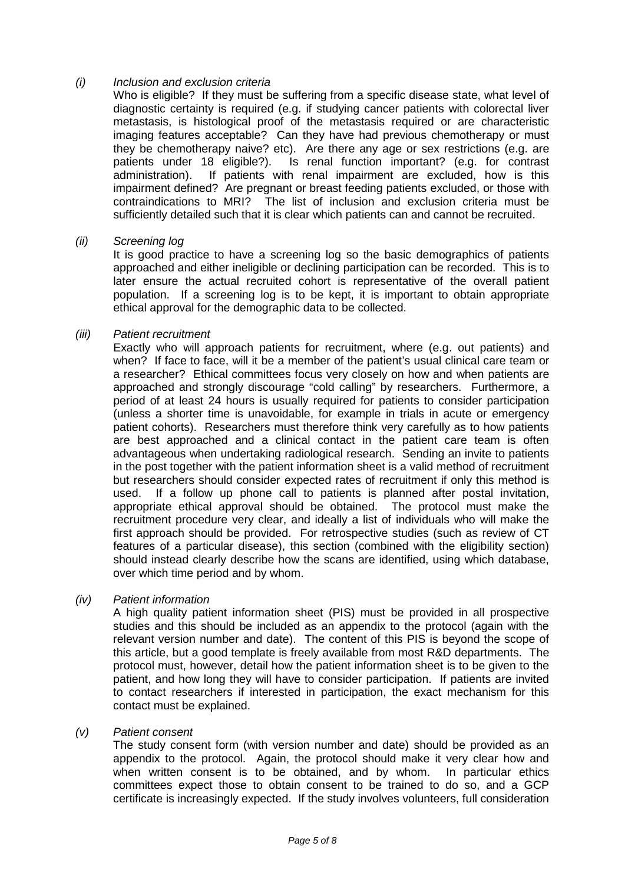*(i)* *Inclusion and exclusion criteria*

Who is eligible? If they must be suffering from a specific disease state, what level of diagnostic certainty is required (e.g. if studying cancer patients with colorectal liver metastasis, is histological proof of the metastasis required or are characteristic imaging features acceptable? Can they have had previous chemotherapy or must they be chemotherapy naive? etc). Are there any age or sex restrictions (e.g. are patients under 18 eligible?). Is renal function important? (e.g. for contrast administration). If patients with renal impairment are excluded, how is this impairment defined? Are pregnant or breast feeding patients excluded, or those with contraindications to MRI? The list of inclusion and exclusion criteria must be sufficiently detailed such that it is clear which patients can and cannot be recruited.

*(ii)* *Screening log*

It is good practice to have a screening log so the basic demographics of patients approached and either ineligible or declining participation can be recorded. This is to later ensure the actual recruited cohort is representative of the overall patient population. If a screening log is to be kept, it is important to obtain appropriate ethical approval for the demographic data to be collected.

*(iii)* *Patient recruitment*

Exactly who will approach patients for recruitment, where (e.g. out patients) and when? If face to face, will it be a member of the patient's usual clinical care team or a researcher? Ethical committees focus very closely on how and when patients are approached and strongly discourage "cold calling" by researchers. Furthermore, a period of at least 24 hours is usually required for patients to consider participation (unless a shorter time is unavoidable, for example in trials in acute or emergency patient cohorts). Researchers must therefore think very carefully as to how patients are best approached and a clinical contact in the patient care team is often advantageous when undertaking radiological research. Sending an invite to patients in the post together with the patient information sheet is a valid method of recruitment but researchers should consider expected rates of recruitment if only this method is used. If a follow up phone call to patients is planned after postal invitation, appropriate ethical approval should be obtained. The protocol must make the recruitment procedure very clear, and ideally a list of individuals who will make the first approach should be provided. For retrospective studies (such as review of CT features of a particular disease), this section (combined with the eligibility section) should instead clearly describe how the scans are identified, using which database, over which time period and by whom.

*(iv)* *Patient information*

A high quality patient information sheet (PIS) must be provided in all prospective studies and this should be included as an appendix to the protocol (again with the relevant version number and date). The content of this PIS is beyond the scope of this article, but a good template is freely available from most R&D departments. The protocol must, however, detail how the patient information sheet is to be given to the patient, and how long they will have to consider participation. If patients are invited to contact researchers if interested in participation, the exact mechanism for this contact must be explained.

*(v)* *Patient consent*

The study consent form (with version number and date) should be provided as an appendix to the protocol. Again, the protocol should make it very clear how and when written consent is to be obtained, and by whom. In particular ethics committees expect those to obtain consent to be trained to do so, and a GCP certificate is increasingly expected. If the study involves volunteers, full consideration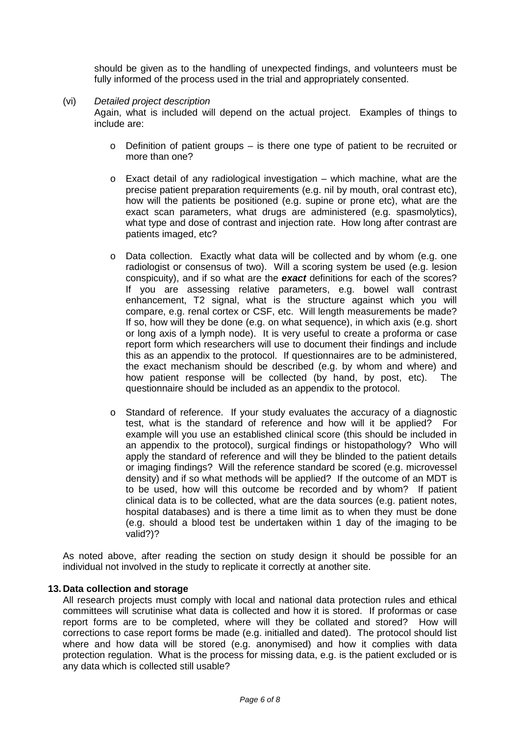should be given as to the handling of unexpected findings, and volunteers must be fully informed of the process used in the trial and appropriately consented.

(vi) *Detailed project description*

Again, what is included will depend on the actual project. Examples of things to include are:

- Definition of patient groups – is there one type of patient to be recruited or more than one?

- Exact detail of any radiological investigation – which machine, what are the precise patient preparation requirements (e.g. nil by mouth, oral contrast etc), how will the patients be positioned (e.g. supine or prone etc), what are the exact scan parameters, what drugs are administered (e.g. spasmolytics), what type and dose of contrast and injection rate. How long after contrast are patients imaged, etc?

- Data collection. Exactly what data will be collected and by whom (e.g. one radiologist or consensus of two). Will a scoring system be used (e.g. lesion conspicuity), and if so what are the ***exact*** definitions for each of the scores? If you are assessing relative parameters, e.g. bowel wall contrast enhancement, T2 signal, what is the structure against which you will compare, e.g. renal cortex or CSF, etc. Will length measurements be made? If so, how will they be done (e.g. on what sequence), in which axis (e.g. short or long axis of a lymph node). It is very useful to create a proforma or case report form which researchers will use to document their findings and include this as an appendix to the protocol. If questionnaires are to be administered, the exact mechanism should be described (e.g. by whom and where) and how patient response will be collected (by hand, by post, etc). The questionnaire should be included as an appendix to the protocol.

- Standard of reference. If your study evaluates the accuracy of a diagnostic test, what is the standard of reference and how will it be applied? For example will you use an established clinical score (this should be included in an appendix to the protocol), surgical findings or histopathology? Who will apply the standard of reference and will they be blinded to the patient details or imaging findings? Will the reference standard be scored (e.g. microvessel density) and if so what methods will be applied? If the outcome of an MDT is to be used, how will this outcome be recorded and by whom? If patient clinical data is to be collected, what are the data sources (e.g. patient notes, hospital databases) and is there a time limit as to when they must be done (e.g. should a blood test be undertaken within 1 day of the imaging to be valid?)?

As noted above, after reading the section on study design it should be possible for an individual not involved in the study to replicate it correctly at another site.

## 13. Data collection and storage

All research projects must comply with local and national data protection rules and ethical committees will scrutinise what data is collected and how it is stored. If proformas or case report forms are to be completed, where will they be collated and stored? How will corrections to case report forms be made (e.g. initialled and dated). The protocol should list where and how data will be stored (e.g. anonymised) and how it complies with data protection regulation. What is the process for missing data, e.g. is the patient excluded or is any data which is collected still usable?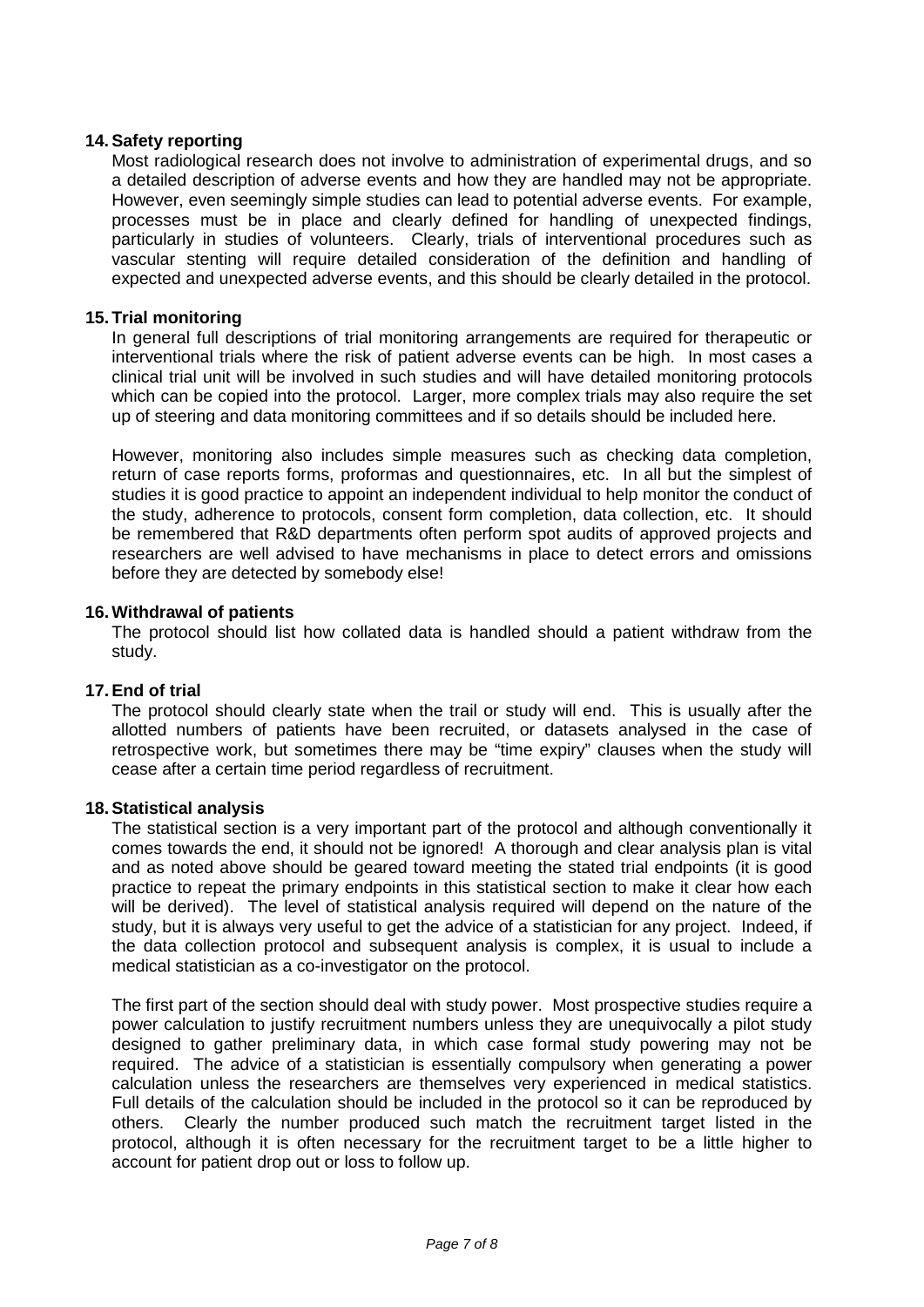## 14. Safety reporting

Most radiological research does not involve to administration of experimental drugs, and so a detailed description of adverse events and how they are handled may not be appropriate. However, even seemingly simple studies can lead to potential adverse events. For example, processes must be in place and clearly defined for handling of unexpected findings, particularly in studies of volunteers. Clearly, trials of interventional procedures such as vascular stenting will require detailed consideration of the definition and handling of expected and unexpected adverse events, and this should be clearly detailed in the protocol.

## 15. Trial monitoring

In general full descriptions of trial monitoring arrangements are required for therapeutic or interventional trials where the risk of patient adverse events can be high. In most cases a clinical trial unit will be involved in such studies and will have detailed monitoring protocols which can be copied into the protocol. Larger, more complex trials may also require the set up of steering and data monitoring committees and if so details should be included here.

However, monitoring also includes simple measures such as checking data completion, return of case reports forms, proformas and questionnaires, etc. In all but the simplest of studies it is good practice to appoint an independent individual to help monitor the conduct of the study, adherence to protocols, consent form completion, data collection, etc. It should be remembered that R&D departments often perform spot audits of approved projects and researchers are well advised to have mechanisms in place to detect errors and omissions before they are detected by somebody else!

## 16. Withdrawal of patients

The protocol should list how collated data is handled should a patient withdraw from the study.

## 17. End of trial

The protocol should clearly state when the trail or study will end. This is usually after the allotted numbers of patients have been recruited, or datasets analysed in the case of retrospective work, but sometimes there may be "time expiry" clauses when the study will cease after a certain time period regardless of recruitment.

## 18. Statistical analysis

The statistical section is a very important part of the protocol and although conventionally it comes towards the end, it should not be ignored! A thorough and clear analysis plan is vital and as noted above should be geared toward meeting the stated trial endpoints (it is good practice to repeat the primary endpoints in this statistical section to make it clear how each will be derived). The level of statistical analysis required will depend on the nature of the study, but it is always very useful to get the advice of a statistician for any project. Indeed, if the data collection protocol and subsequent analysis is complex, it is usual to include a medical statistician as a co-investigator on the protocol.

The first part of the section should deal with study power. Most prospective studies require a power calculation to justify recruitment numbers unless they are unequivocally a pilot study designed to gather preliminary data, in which case formal study powering may not be required. The advice of a statistician is essentially compulsory when generating a power calculation unless the researchers are themselves very experienced in medical statistics. Full details of the calculation should be included in the protocol so it can be reproduced by others. Clearly the number produced such match the recruitment target listed in the protocol, although it is often necessary for the recruitment target to be a little higher to account for patient drop out or loss to follow up.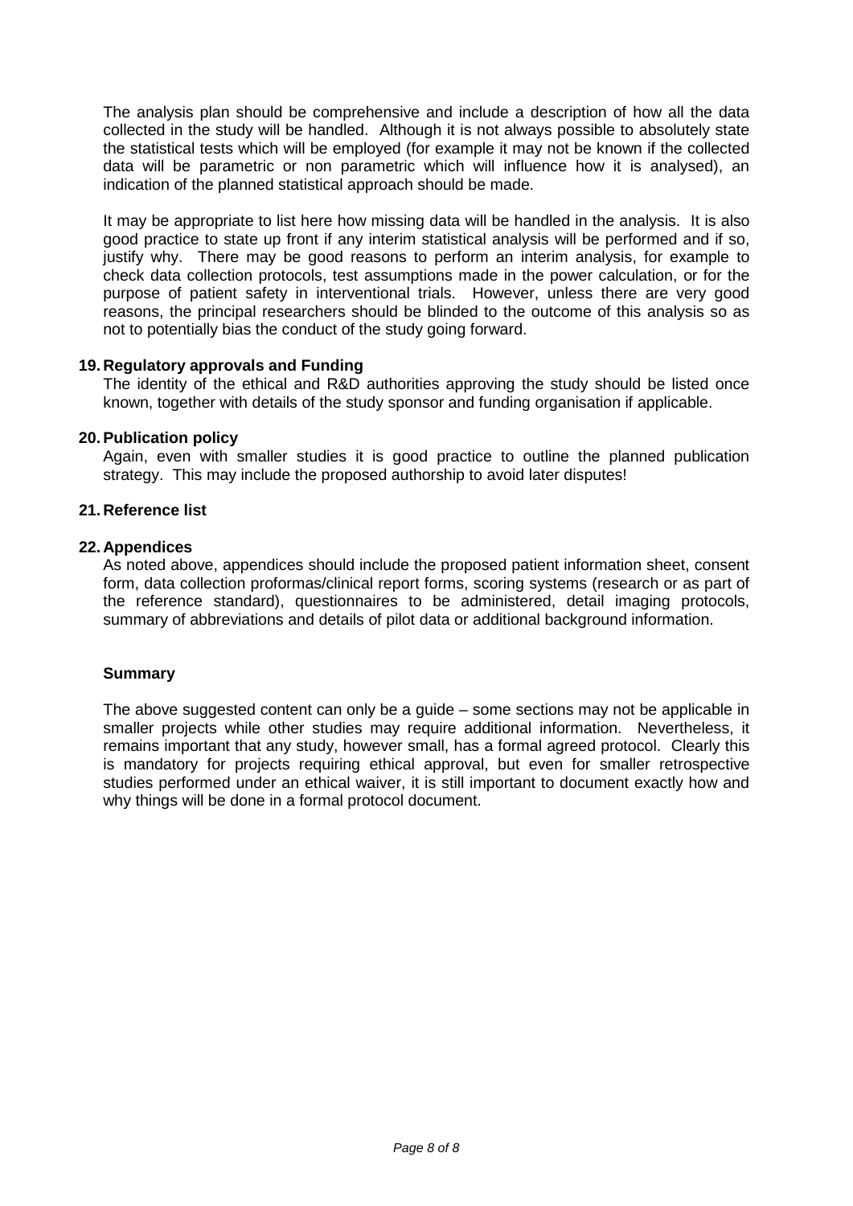The analysis plan should be comprehensive and include a description of how all the data collected in the study will be handled. Although it is not always possible to absolutely state the statistical tests which will be employed (for example it may not be known if the collected data will be parametric or non parametric which will influence how it is analysed), an indication of the planned statistical approach should be made.

It may be appropriate to list here how missing data will be handled in the analysis. It is also good practice to state up front if any interim statistical analysis will be performed and if so, justify why. There may be good reasons to perform an interim analysis, for example to check data collection protocols, test assumptions made in the power calculation, or for the purpose of patient safety in interventional trials. However, unless there are very good reasons, the principal researchers should be blinded to the outcome of this analysis so as not to potentially bias the conduct of the study going forward.

**19. Regulatory approvals and Funding**

The identity of the ethical and R&D authorities approving the study should be listed once known, together with details of the study sponsor and funding organisation if applicable.

**20. Publication policy**

Again, even with smaller studies it is good practice to outline the planned publication strategy. This may include the proposed authorship to avoid later disputes!

**21. Reference list**

**22. Appendices**

As noted above, appendices should include the proposed patient information sheet, consent form, data collection proformas/clinical report forms, scoring systems (research or as part of the reference standard), questionnaires to be administered, detail imaging protocols, summary of abbreviations and details of pilot data or additional background information.

**Summary**

The above suggested content can only be a guide – some sections may not be applicable in smaller projects while other studies may require additional information. Nevertheless, it remains important that any study, however small, has a formal agreed protocol. Clearly this is mandatory for projects requiring ethical approval, but even for smaller retrospective studies performed under an ethical waiver, it is still important to document exactly how and why things will be done in a formal protocol document.